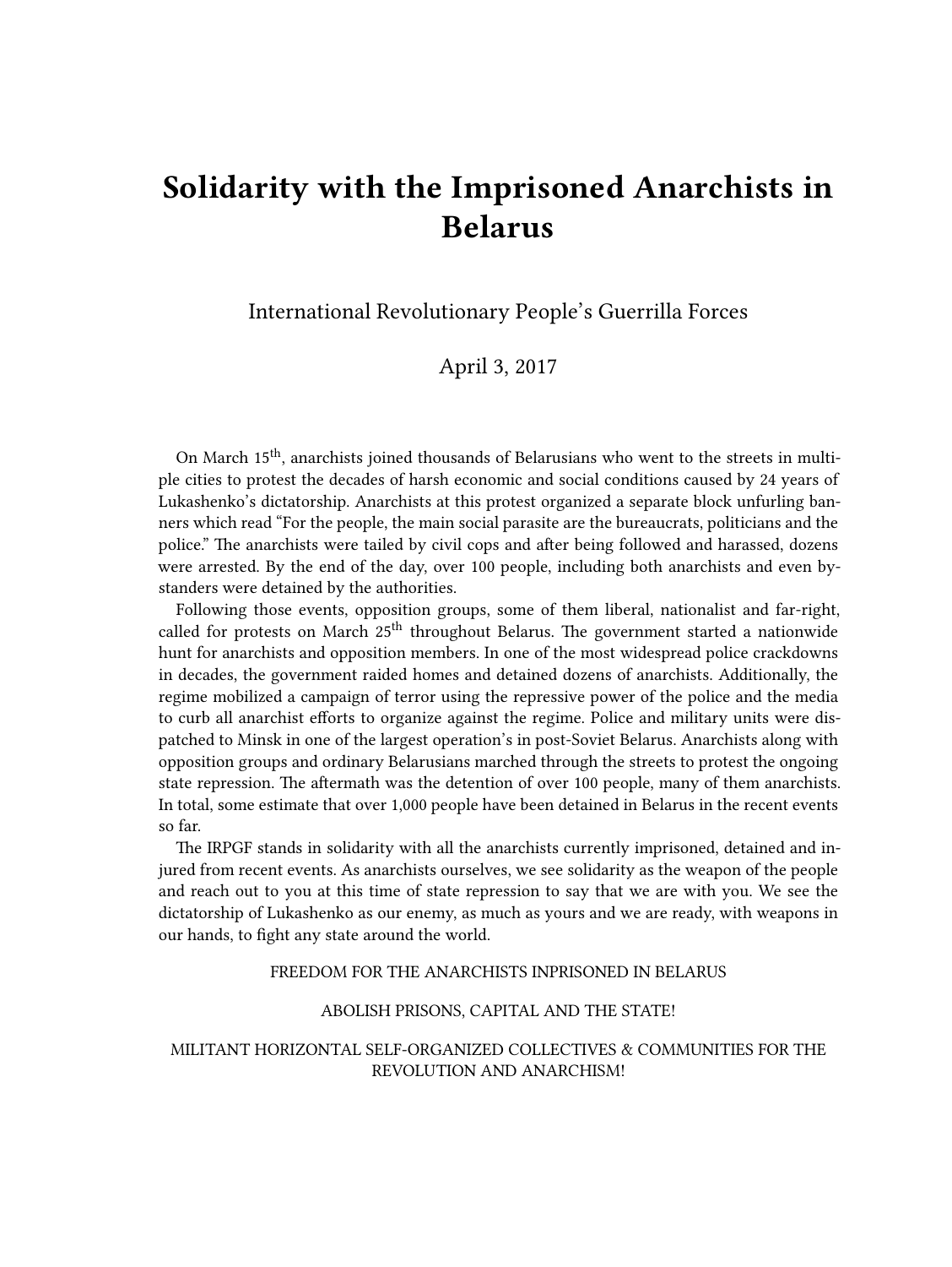# Solidarity with the Imprisoned Anarchists in Belarus

International Revolutionary People's Guerrilla Forces

April 3, 2017

On March 15th, anarchists joined thousands of Belarusians who went to the streets in multiple cities to protest the decades of harsh economic and social conditions caused by 24 years of Lukashenko's dictatorship. Anarchists at this protest organized a separate block unfurling banners which read "For the people, the main social parasite are the bureaucrats, politicians and the police." The anarchists were tailed by civil cops and after being followed and harassed, dozens were arrested. By the end of the day, over 100 people, including both anarchists and even bystanders were detained by the authorities.

Following those events, opposition groups, some of them liberal, nationalist and far-right, called for protests on March 25th throughout Belarus. The government started a nationwide hunt for anarchists and opposition members. In one of the most widespread police crackdowns in decades, the government raided homes and detained dozens of anarchists. Additionally, the regime mobilized a campaign of terror using the repressive power of the police and the media to curb all anarchist efforts to organize against the regime. Police and military units were dispatched to Minsk in one of the largest operation's in post-Soviet Belarus. Anarchists along with opposition groups and ordinary Belarusians marched through the streets to protest the ongoing state repression. The aftermath was the detention of over 100 people, many of them anarchists. In total, some estimate that over 1,000 people have been detained in Belarus in the recent events so far.

The IRPGF stands in solidarity with all the anarchists currently imprisoned, detained and injured from recent events. As anarchists ourselves, we see solidarity as the weapon of the people and reach out to you at this time of state repression to say that we are with you. We see the dictatorship of Lukashenko as our enemy, as much as yours and we are ready, with weapons in our hands, to fight any state around the world.

FREEDOM FOR THE ANARCHISTS INPRISONED IN BELARUS

ABOLISH PRISONS, CAPITAL AND THE STATE!

MILITANT HORIZONTAL SELF-ORGANIZED COLLECTIVES & COMMUNITIES FOR THE REVOLUTION AND ANARCHISM!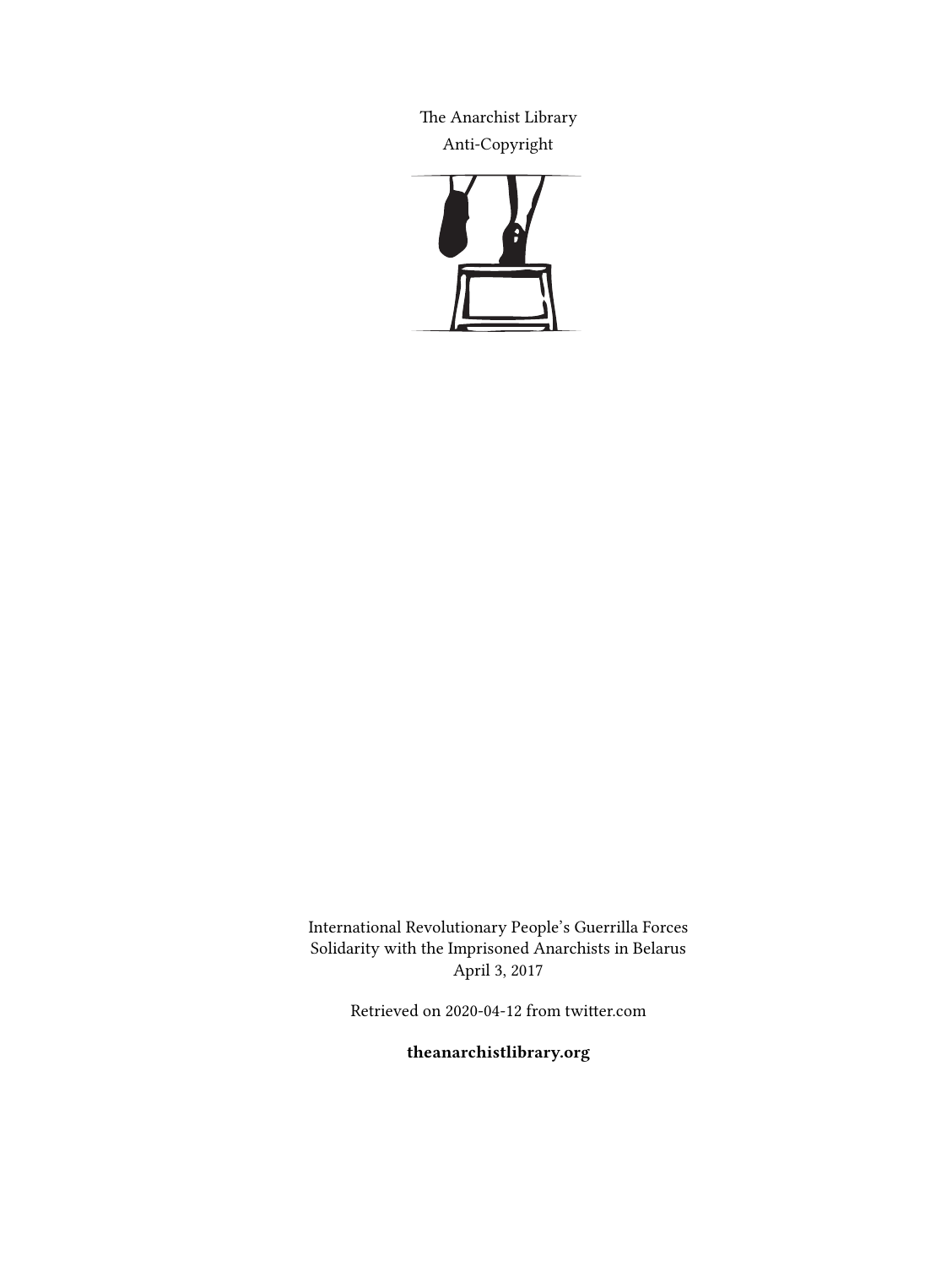The Anarchist Library
Anti-Copyright

International Revolutionary People's Guerrilla Forces
Solidarity with the Imprisoned Anarchists in Belarus
April 3, 2017

Retrieved on 2020-04-12 from twitter.com

**theanarchistlibrary.org**